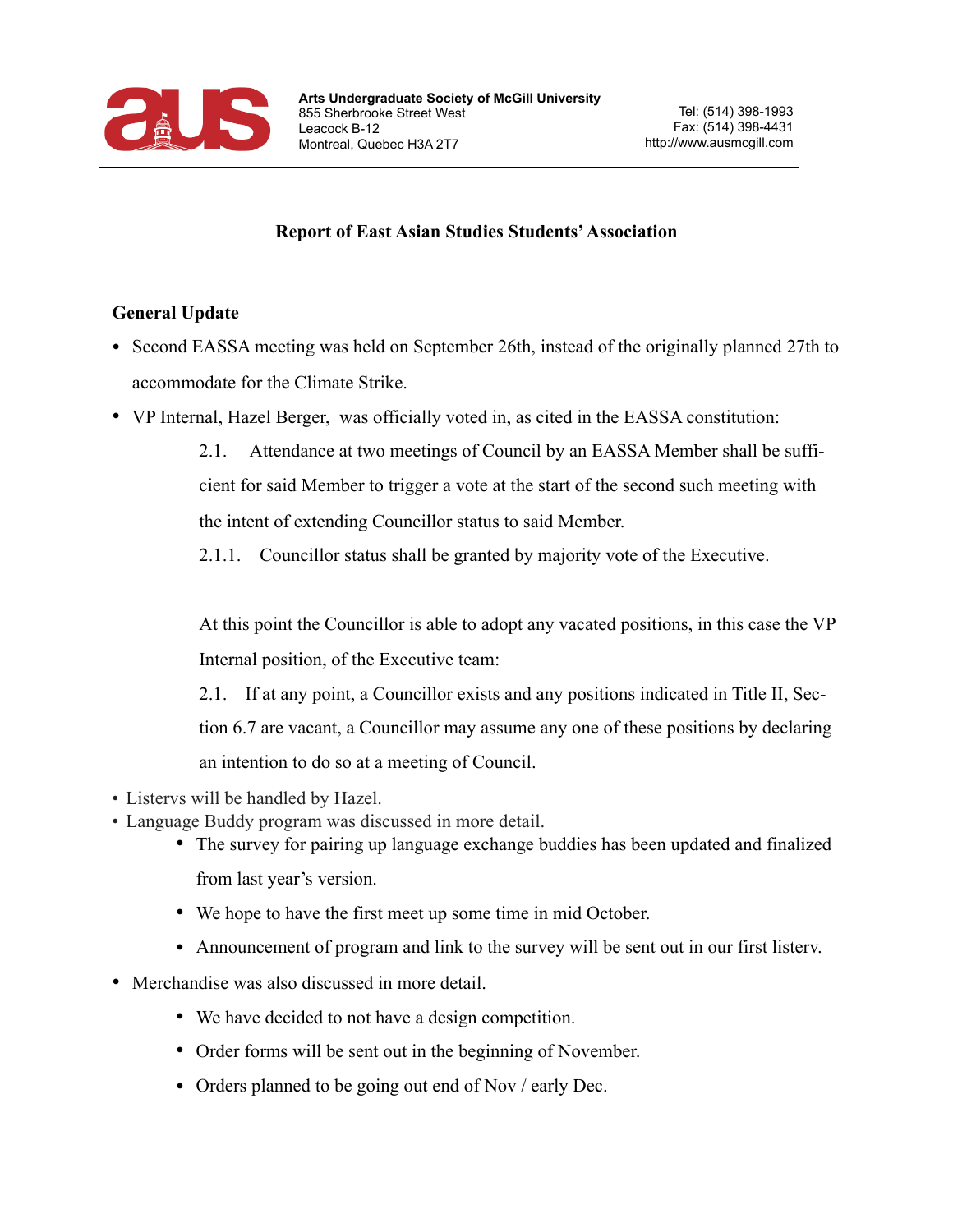**Arts Undergraduate Society of McGill University**
855 Sherbrooke Street West
Leacock B-12
Montreal, Quebec H3A 2T7

Tel: (514) 398-1993
Fax: (514) 398-4431
http://www.ausmcgill.com

# Report of East Asian Studies Students' Association

## General Update

- Second EASSA meeting was held on September 26th, instead of the originally planned 27th to accommodate for the Climate Strike.
- VP Internal, Hazel Berger, was officially voted in, as cited in the EASSA constitution:

  2.1. Attendance at two meetings of Council by an EASSA Member shall be sufficient for said Member to trigger a vote at the start of the second such meeting with the intent of extending Councillor status to said Member.

  2.1.1. Councillor status shall be granted by majority vote of the Executive.

  At this point the Councillor is able to adopt any vacated positions, in this case the VP Internal position, of the Executive team:

  2.1. If at any point, a Councillor exists and any positions indicated in Title II, Section 6.7 are vacant, a Councillor may assume any one of these positions by declaring an intention to do so at a meeting of Council.

- Listervs will be handled by Hazel.
- Language Buddy program was discussed in more detail.
  - The survey for pairing up language exchange buddies has been updated and finalized from last year's version.
  - We hope to have the first meet up some time in mid October.
  - Announcement of program and link to the survey will be sent out in our first listerv.
- Merchandise was also discussed in more detail.
  - We have decided to not have a design competition.
  - Order forms will be sent out in the beginning of November.
  - Orders planned to be going out end of Nov / early Dec.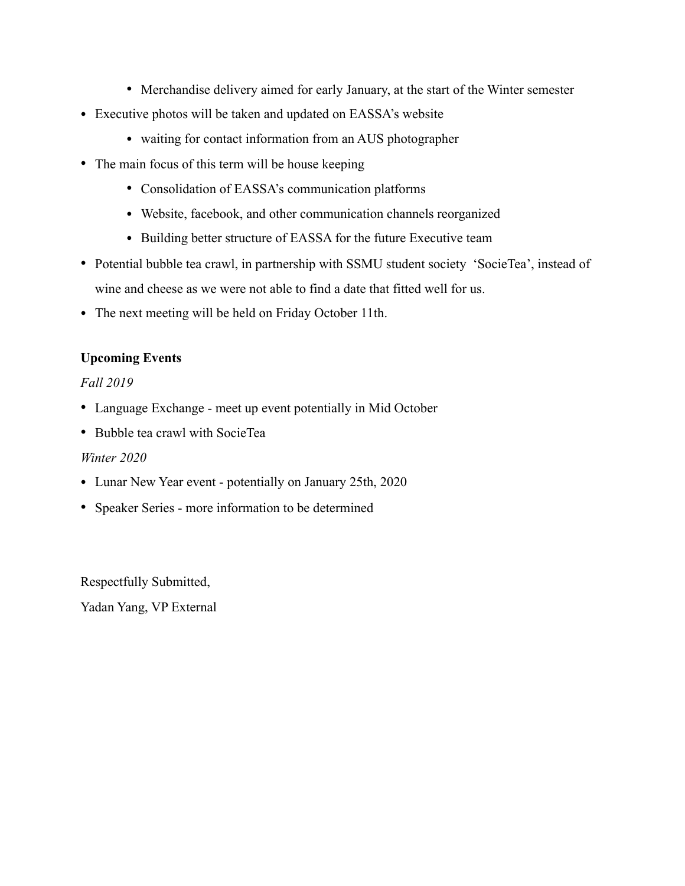- Merchandise delivery aimed for early January, at the start of the Winter semester
- Executive photos will be taken and updated on EASSA's website
    - waiting for contact information from an AUS photographer
- The main focus of this term will be house keeping
    - Consolidation of EASSA's communication platforms
    - Website, facebook, and other communication channels reorganized
    - Building better structure of EASSA for the future Executive team
- Potential bubble tea crawl, in partnership with SSMU student society 'SocieTea', instead of wine and cheese as we were not able to find a date that fitted well for us.
- The next meeting will be held on Friday October 11th.

**Upcoming Events**

*Fall 2019*

- Language Exchange - meet up event potentially in Mid October
- Bubble tea crawl with SocieTea

*Winter 2020*

- Lunar New Year event - potentially on January 25th, 2020
- Speaker Series - more information to be determined

Respectfully Submitted,

Yadan Yang, VP External